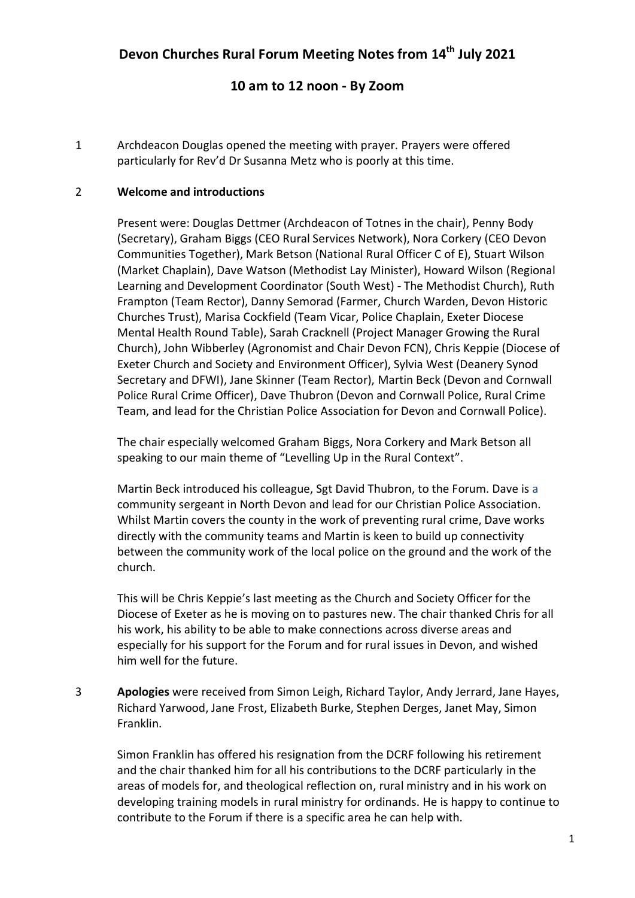# Devon Churches Rural Forum Meeting Notes from 14th July 2021

## 10 am to 12 noon - By Zoom

1 Archdeacon Douglas opened the meeting with prayer. Prayers were offered particularly for Rev'd Dr Susanna Metz who is poorly at this time.

2 **Welcome and introductions**

Present were: Douglas Dettmer (Archdeacon of Totnes in the chair), Penny Body (Secretary), Graham Biggs (CEO Rural Services Network), Nora Corkery (CEO Devon Communities Together), Mark Betson (National Rural Officer C of E), Stuart Wilson (Market Chaplain), Dave Watson (Methodist Lay Minister), Howard Wilson (Regional Learning and Development Coordinator (South West) - The Methodist Church), Ruth Frampton (Team Rector), Danny Semorad (Farmer, Church Warden, Devon Historic Churches Trust), Marisa Cockfield (Team Vicar, Police Chaplain, Exeter Diocese Mental Health Round Table), Sarah Cracknell (Project Manager Growing the Rural Church), John Wibberley (Agronomist and Chair Devon FCN), Chris Keppie (Diocese of Exeter Church and Society and Environment Officer), Sylvia West (Deanery Synod Secretary and DFWI), Jane Skinner (Team Rector), Martin Beck (Devon and Cornwall Police Rural Crime Officer), Dave Thubron (Devon and Cornwall Police, Rural Crime Team, and lead for the Christian Police Association for Devon and Cornwall Police).

The chair especially welcomed Graham Biggs, Nora Corkery and Mark Betson all speaking to our main theme of "Levelling Up in the Rural Context".

Martin Beck introduced his colleague, Sgt David Thubron, to the Forum. Dave is a community sergeant in North Devon and lead for our Christian Police Association. Whilst Martin covers the county in the work of preventing rural crime, Dave works directly with the community teams and Martin is keen to build up connectivity between the community work of the local police on the ground and the work of the church.

This will be Chris Keppie's last meeting as the Church and Society Officer for the Diocese of Exeter as he is moving on to pastures new. The chair thanked Chris for all his work, his ability to be able to make connections across diverse areas and especially for his support for the Forum and for rural issues in Devon, and wished him well for the future.

3 **Apologies** were received from Simon Leigh, Richard Taylor, Andy Jerrard, Jane Hayes, Richard Yarwood, Jane Frost, Elizabeth Burke, Stephen Derges, Janet May, Simon Franklin.

Simon Franklin has offered his resignation from the DCRF following his retirement and the chair thanked him for all his contributions to the DCRF particularly in the areas of models for, and theological reflection on, rural ministry and in his work on developing training models in rural ministry for ordinands. He is happy to continue to contribute to the Forum if there is a specific area he can help with.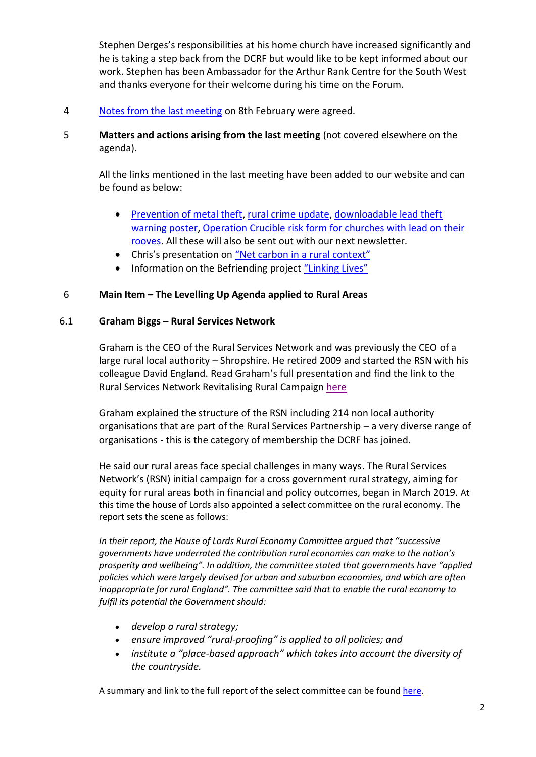Stephen Derges's responsibilities at his home church have increased significantly and he is taking a step back from the DCRF but would like to be kept informed about our work. Stephen has been Ambassador for the Arthur Rank Centre for the South West and thanks everyone for their welcome during his time on the Forum.

4 Notes from the last meeting on 8th February were agreed.

5 **Matters and actions arising from the last meeting** (not covered elsewhere on the agenda).

All the links mentioned in the last meeting have been added to our website and can be found as below:

- Prevention of metal theft, rural crime update, downloadable lead theft warning poster, Operation Crucible risk form for churches with lead on their rooves. All these will also be sent out with our next newsletter.
- Chris's presentation on "Net carbon in a rural context"
- Information on the Befriending project "Linking Lives"

## 6 Main Item – The Levelling Up Agenda applied to Rural Areas

### 6.1 Graham Biggs – Rural Services Network

Graham is the CEO of the Rural Services Network and was previously the CEO of a large rural local authority – Shropshire. He retired 2009 and started the RSN with his colleague David England. Read Graham's full presentation and find the link to the Rural Services Network Revitalising Rural Campaign here

Graham explained the structure of the RSN including 214 non local authority organisations that are part of the Rural Services Partnership – a very diverse range of organisations - this is the category of membership the DCRF has joined.

He said our rural areas face special challenges in many ways. The Rural Services Network's (RSN) initial campaign for a cross government rural strategy, aiming for equity for rural areas both in financial and policy outcomes, began in March 2019. At this time the house of Lords also appointed a select committee on the rural economy. The report sets the scene as follows:

*In their report, the House of Lords Rural Economy Committee argued that "successive governments have underrated the contribution rural economies can make to the nation's prosperity and wellbeing". In addition, the committee stated that governments have "applied policies which were largely devised for urban and suburban economies, and which are often inappropriate for rural England". The committee said that to enable the rural economy to fulfil its potential the Government should:*

- *develop a rural strategy;*
- *ensure improved "rural-proofing" is applied to all policies; and*
- *institute a "place-based approach" which takes into account the diversity of the countryside.*

A summary and link to the full report of the select committee can be found here.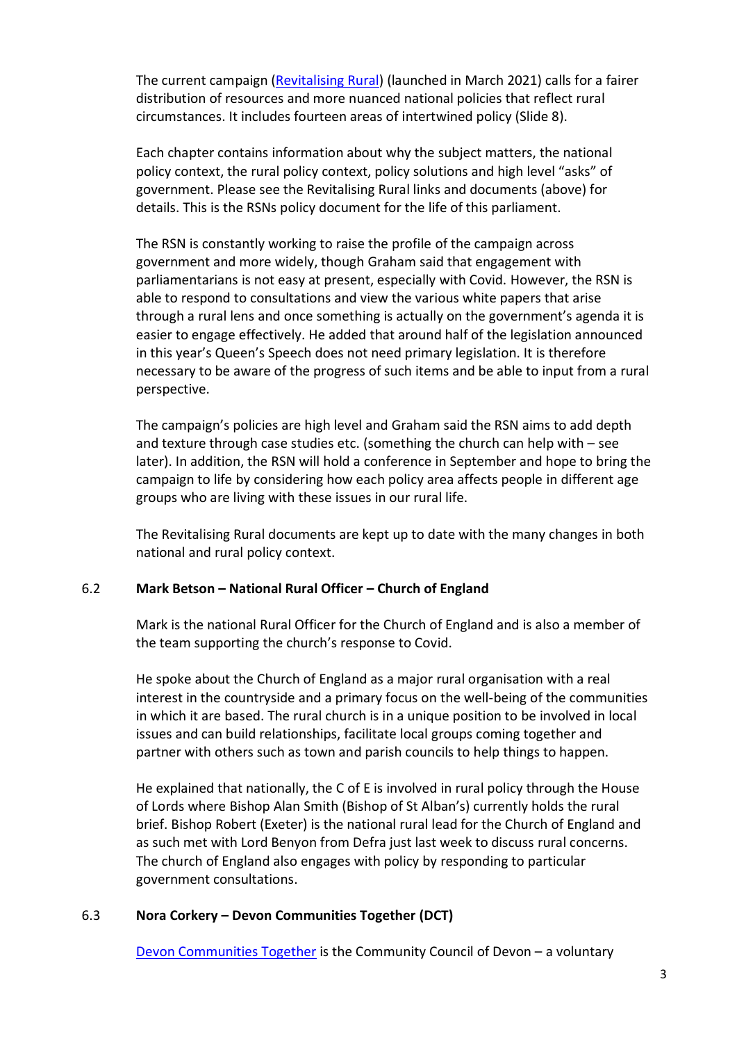The current campaign ([Revitalising Rural]) (launched in March 2021) calls for a fairer distribution of resources and more nuanced national policies that reflect rural circumstances. It includes fourteen areas of intertwined policy (Slide 8).

Each chapter contains information about why the subject matters, the national policy context, the rural policy context, policy solutions and high level "asks" of government. Please see the Revitalising Rural links and documents (above) for details. This is the RSNs policy document for the life of this parliament.

The RSN is constantly working to raise the profile of the campaign across government and more widely, though Graham said that engagement with parliamentarians is not easy at present, especially with Covid. However, the RSN is able to respond to consultations and view the various white papers that arise through a rural lens and once something is actually on the government's agenda it is easier to engage effectively. He added that around half of the legislation announced in this year's Queen's Speech does not need primary legislation. It is therefore necessary to be aware of the progress of such items and be able to input from a rural perspective.

The campaign's policies are high level and Graham said the RSN aims to add depth and texture through case studies etc. (something the church can help with – see later). In addition, the RSN will hold a conference in September and hope to bring the campaign to life by considering how each policy area affects people in different age groups who are living with these issues in our rural life.

The Revitalising Rural documents are kept up to date with the many changes in both national and rural policy context.

### 6.2 Mark Betson – National Rural Officer – Church of England

Mark is the national Rural Officer for the Church of England and is also a member of the team supporting the church's response to Covid.

He spoke about the Church of England as a major rural organisation with a real interest in the countryside and a primary focus on the well-being of the communities in which it are based. The rural church is in a unique position to be involved in local issues and can build relationships, facilitate local groups coming together and partner with others such as town and parish councils to help things to happen.

He explained that nationally, the C of E is involved in rural policy through the House of Lords where Bishop Alan Smith (Bishop of St Alban's) currently holds the rural brief. Bishop Robert (Exeter) is the national rural lead for the Church of England and as such met with Lord Benyon from Defra just last week to discuss rural concerns. The church of England also engages with policy by responding to particular government consultations.

### 6.3 Nora Corkery – Devon Communities Together (DCT)

[Devon Communities Together] is the Community Council of Devon – a voluntary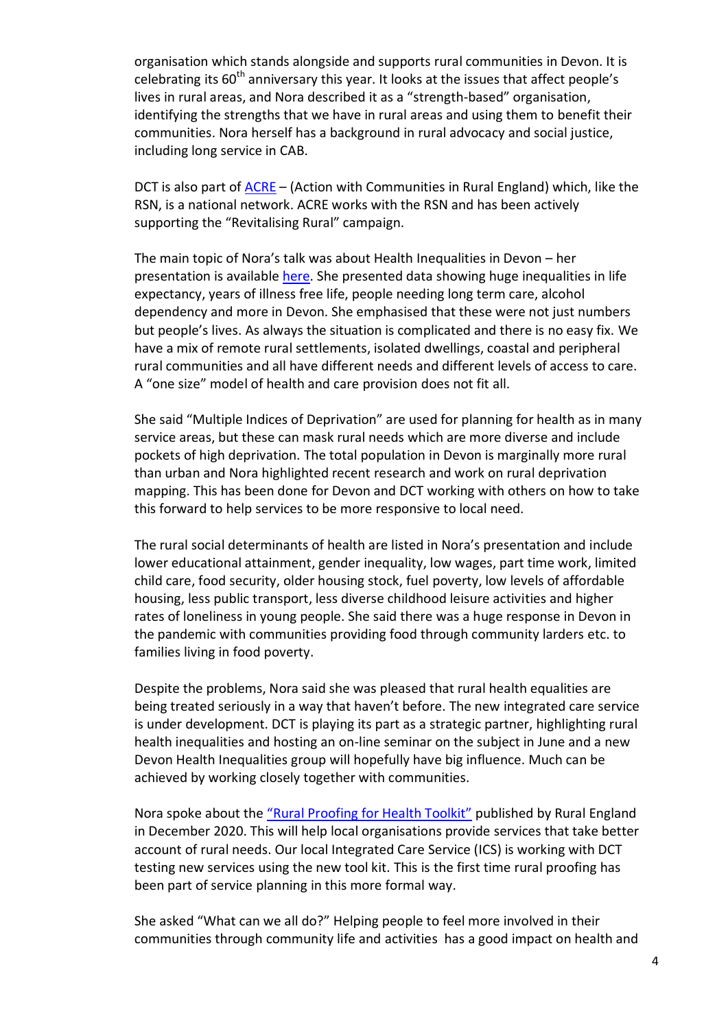organisation which stands alongside and supports rural communities in Devon. It is celebrating its 60th anniversary this year. It looks at the issues that affect people's lives in rural areas, and Nora described it as a "strength-based" organisation, identifying the strengths that we have in rural areas and using them to benefit their communities. Nora herself has a background in rural advocacy and social justice, including long service in CAB.

DCT is also part of ACRE – (Action with Communities in Rural England) which, like the RSN, is a national network. ACRE works with the RSN and has been actively supporting the "Revitalising Rural" campaign.

The main topic of Nora's talk was about Health Inequalities in Devon – her presentation is available here. She presented data showing huge inequalities in life expectancy, years of illness free life, people needing long term care, alcohol dependency and more in Devon. She emphasised that these were not just numbers but people's lives. As always the situation is complicated and there is no easy fix. We have a mix of remote rural settlements, isolated dwellings, coastal and peripheral rural communities and all have different needs and different levels of access to care. A "one size" model of health and care provision does not fit all.

She said "Multiple Indices of Deprivation" are used for planning for health as in many service areas, but these can mask rural needs which are more diverse and include pockets of high deprivation. The total population in Devon is marginally more rural than urban and Nora highlighted recent research and work on rural deprivation mapping. This has been done for Devon and DCT working with others on how to take this forward to help services to be more responsive to local need.

The rural social determinants of health are listed in Nora's presentation and include lower educational attainment, gender inequality, low wages, part time work, limited child care, food security, older housing stock, fuel poverty, low levels of affordable housing, less public transport, less diverse childhood leisure activities and higher rates of loneliness in young people. She said there was a huge response in Devon in the pandemic with communities providing food through community larders etc. to families living in food poverty.

Despite the problems, Nora said she was pleased that rural health equalities are being treated seriously in a way that haven't before. The new integrated care service is under development. DCT is playing its part as a strategic partner, highlighting rural health inequalities and hosting an on-line seminar on the subject in June and a new Devon Health Inequalities group will hopefully have big influence. Much can be achieved by working closely together with communities.

Nora spoke about the "Rural Proofing for Health Toolkit" published by Rural England in December 2020. This will help local organisations provide services that take better account of rural needs. Our local Integrated Care Service (ICS) is working with DCT testing new services using the new tool kit. This is the first time rural proofing has been part of service planning in this more formal way.

She asked "What can we all do?" Helping people to feel more involved in their communities through community life and activities has a good impact on health and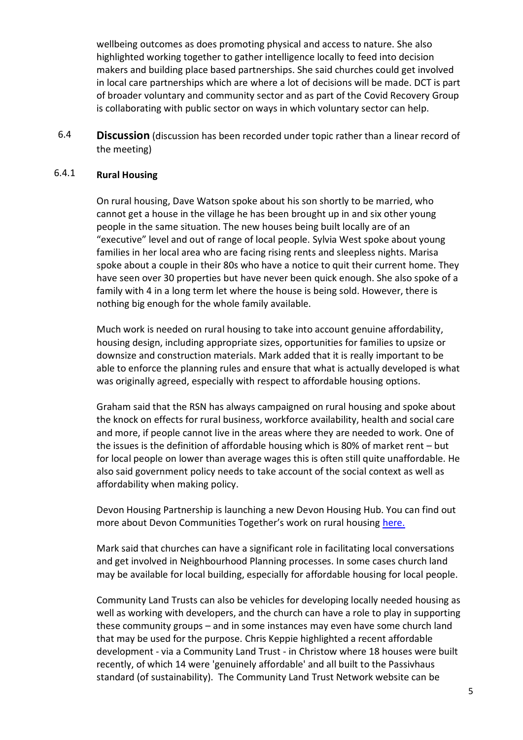wellbeing outcomes as does promoting physical and access to nature. She also highlighted working together to gather intelligence locally to feed into decision makers and building place based partnerships. She said churches could get involved in local care partnerships which are where a lot of decisions will be made. DCT is part of broader voluntary and community sector and as part of the Covid Recovery Group is collaborating with public sector on ways in which voluntary sector can help.

6.4 **Discussion** (discussion has been recorded under topic rather than a linear record of the meeting)

6.4.1 **Rural Housing**

On rural housing, Dave Watson spoke about his son shortly to be married, who cannot get a house in the village he has been brought up in and six other young people in the same situation. The new houses being built locally are of an "executive" level and out of range of local people. Sylvia West spoke about young families in her local area who are facing rising rents and sleepless nights. Marisa spoke about a couple in their 80s who have a notice to quit their current home. They have seen over 30 properties but have never been quick enough. She also spoke of a family with 4 in a long term let where the house is being sold. However, there is nothing big enough for the whole family available.

Much work is needed on rural housing to take into account genuine affordability, housing design, including appropriate sizes, opportunities for families to upsize or downsize and construction materials. Mark added that it is really important to be able to enforce the planning rules and ensure that what is actually developed is what was originally agreed, especially with respect to affordable housing options.

Graham said that the RSN has always campaigned on rural housing and spoke about the knock on effects for rural business, workforce availability, health and social care and more, if people cannot live in the areas where they are needed to work. One of the issues is the definition of affordable housing which is 80% of market rent – but for local people on lower than average wages this is often still quite unaffordable. He also said government policy needs to take account of the social context as well as affordability when making policy.

Devon Housing Partnership is launching a new Devon Housing Hub. You can find out more about Devon Communities Together's work on rural housing [here.]()

Mark said that churches can have a significant role in facilitating local conversations and get involved in Neighbourhood Planning processes. In some cases church land may be available for local building, especially for affordable housing for local people.

Community Land Trusts can also be vehicles for developing locally needed housing as well as working with developers, and the church can have a role to play in supporting these community groups – and in some instances may even have some church land that may be used for the purpose. Chris Keppie highlighted a recent affordable development - via a Community Land Trust - in Christow where 18 houses were built recently, of which 14 were 'genuinely affordable' and all built to the Passivhaus standard (of sustainability). The Community Land Trust Network website can be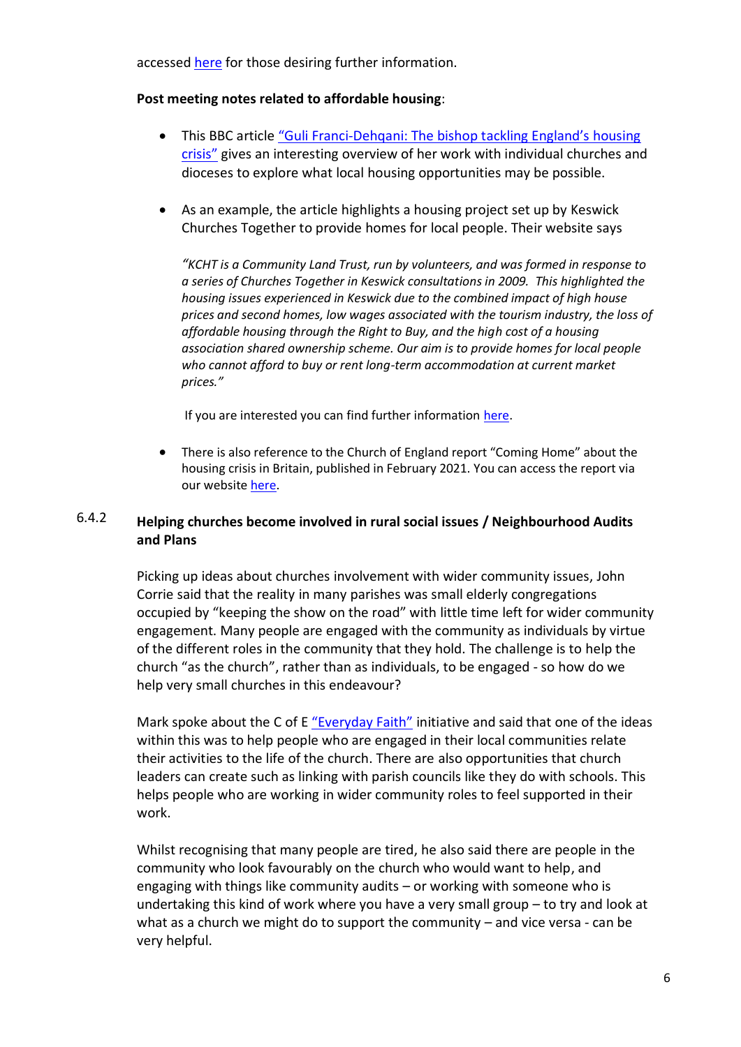accessed here for those desiring further information.

**Post meeting notes related to affordable housing**:

- This BBC article "Guli Franci-Dehqani: The bishop tackling England's housing crisis" gives an interesting overview of her work with individual churches and dioceses to explore what local housing opportunities may be possible.

- As an example, the article highlights a housing project set up by Keswick Churches Together to provide homes for local people. Their website says

  *"KCHT is a Community Land Trust, run by volunteers, and was formed in response to a series of Churches Together in Keswick consultations in 2009. This highlighted the housing issues experienced in Keswick due to the combined impact of high house prices and second homes, low wages associated with the tourism industry, the loss of affordable housing through the Right to Buy, and the high cost of a housing association shared ownership scheme. Our aim is to provide homes for local people who cannot afford to buy or rent long-term accommodation at current market prices."*

  If you are interested you can find further information here.

- There is also reference to the Church of England report "Coming Home" about the housing crisis in Britain, published in February 2021. You can access the report via our website here.

### 6.4.2 Helping churches become involved in rural social issues / Neighbourhood Audits and Plans

Picking up ideas about churches involvement with wider community issues, John Corrie said that the reality in many parishes was small elderly congregations occupied by "keeping the show on the road" with little time left for wider community engagement. Many people are engaged with the community as individuals by virtue of the different roles in the community that they hold. The challenge is to help the church "as the church", rather than as individuals, to be engaged - so how do we help very small churches in this endeavour?

Mark spoke about the C of E "Everyday Faith" initiative and said that one of the ideas within this was to help people who are engaged in their local communities relate their activities to the life of the church. There are also opportunities that church leaders can create such as linking with parish councils like they do with schools. This helps people who are working in wider community roles to feel supported in their work.

Whilst recognising that many people are tired, he also said there are people in the community who look favourably on the church who would want to help, and engaging with things like community audits – or working with someone who is undertaking this kind of work where you have a very small group – to try and look at what as a church we might do to support the community – and vice versa - can be very helpful.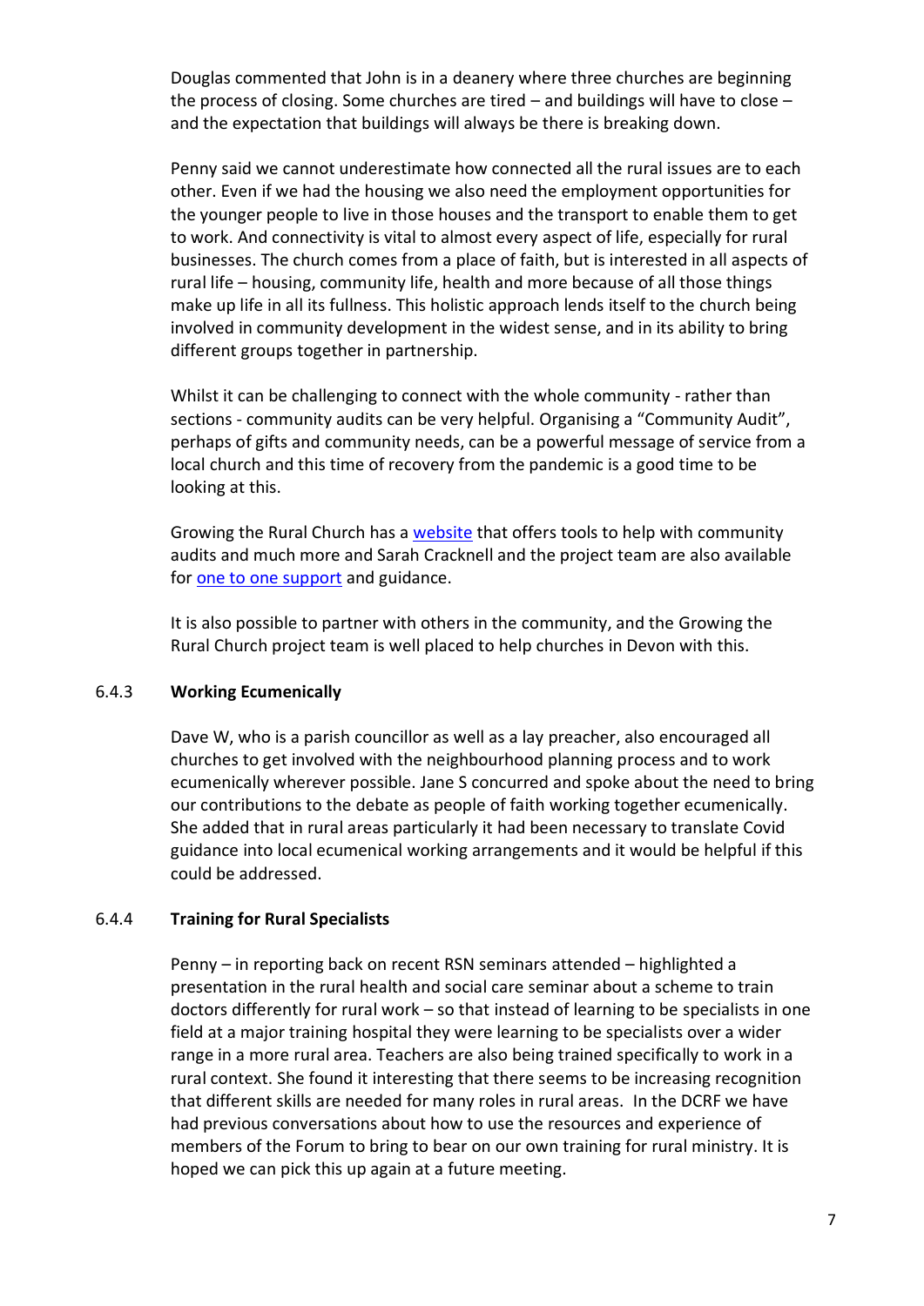Douglas commented that John is in a deanery where three churches are beginning the process of closing. Some churches are tired – and buildings will have to close – and the expectation that buildings will always be there is breaking down.

Penny said we cannot underestimate how connected all the rural issues are to each other. Even if we had the housing we also need the employment opportunities for the younger people to live in those houses and the transport to enable them to get to work. And connectivity is vital to almost every aspect of life, especially for rural businesses. The church comes from a place of faith, but is interested in all aspects of rural life – housing, community life, health and more because of all those things make up life in all its fullness. This holistic approach lends itself to the church being involved in community development in the widest sense, and in its ability to bring different groups together in partnership.

Whilst it can be challenging to connect with the whole community - rather than sections - community audits can be very helpful. Organising a "Community Audit", perhaps of gifts and community needs, can be a powerful message of service from a local church and this time of recovery from the pandemic is a good time to be looking at this.

Growing the Rural Church has a website that offers tools to help with community audits and much more and Sarah Cracknell and the project team are also available for one to one support and guidance.

It is also possible to partner with others in the community, and the Growing the Rural Church project team is well placed to help churches in Devon with this.

#### 6.4.3 **Working Ecumenically**

Dave W, who is a parish councillor as well as a lay preacher, also encouraged all churches to get involved with the neighbourhood planning process and to work ecumenically wherever possible. Jane S concurred and spoke about the need to bring our contributions to the debate as people of faith working together ecumenically. She added that in rural areas particularly it had been necessary to translate Covid guidance into local ecumenical working arrangements and it would be helpful if this could be addressed.

#### 6.4.4 **Training for Rural Specialists**

Penny – in reporting back on recent RSN seminars attended – highlighted a presentation in the rural health and social care seminar about a scheme to train doctors differently for rural work – so that instead of learning to be specialists in one field at a major training hospital they were learning to be specialists over a wider range in a more rural area. Teachers are also being trained specifically to work in a rural context. She found it interesting that there seems to be increasing recognition that different skills are needed for many roles in rural areas. In the DCRF we have had previous conversations about how to use the resources and experience of members of the Forum to bring to bear on our own training for rural ministry. It is hoped we can pick this up again at a future meeting.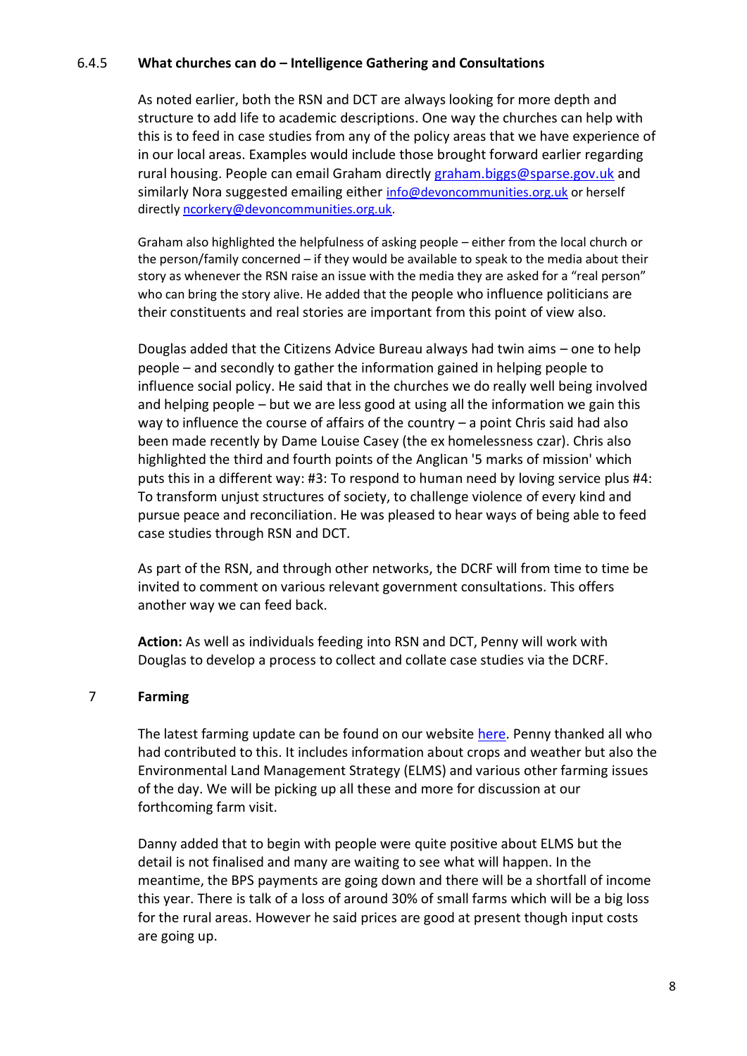### 6.4.5 What churches can do – Intelligence Gathering and Consultations

As noted earlier, both the RSN and DCT are always looking for more depth and structure to add life to academic descriptions. One way the churches can help with this is to feed in case studies from any of the policy areas that we have experience of in our local areas. Examples would include those brought forward earlier regarding rural housing. People can email Graham directly graham.biggs@sparse.gov.uk and similarly Nora suggested emailing either info@devoncommunities.org.uk or herself directly ncorkery@devoncommunities.org.uk.

Graham also highlighted the helpfulness of asking people – either from the local church or the person/family concerned – if they would be available to speak to the media about their story as whenever the RSN raise an issue with the media they are asked for a "real person" who can bring the story alive. He added that the people who influence politicians are their constituents and real stories are important from this point of view also.

Douglas added that the Citizens Advice Bureau always had twin aims – one to help people – and secondly to gather the information gained in helping people to influence social policy. He said that in the churches we do really well being involved and helping people – but we are less good at using all the information we gain this way to influence the course of affairs of the country – a point Chris said had also been made recently by Dame Louise Casey (the ex homelessness czar). Chris also highlighted the third and fourth points of the Anglican '5 marks of mission' which puts this in a different way: #3: To respond to human need by loving service plus #4: To transform unjust structures of society, to challenge violence of every kind and pursue peace and reconciliation. He was pleased to hear ways of being able to feed case studies through RSN and DCT.

As part of the RSN, and through other networks, the DCRF will from time to time be invited to comment on various relevant government consultations. This offers another way we can feed back.

**Action:** As well as individuals feeding into RSN and DCT, Penny will work with Douglas to develop a process to collect and collate case studies via the DCRF.

## 7 Farming

The latest farming update can be found on our website here. Penny thanked all who had contributed to this. It includes information about crops and weather but also the Environmental Land Management Strategy (ELMS) and various other farming issues of the day. We will be picking up all these and more for discussion at our forthcoming farm visit.

Danny added that to begin with people were quite positive about ELMS but the detail is not finalised and many are waiting to see what will happen. In the meantime, the BPS payments are going down and there will be a shortfall of income this year. There is talk of a loss of around 30% of small farms which will be a big loss for the rural areas. However he said prices are good at present though input costs are going up.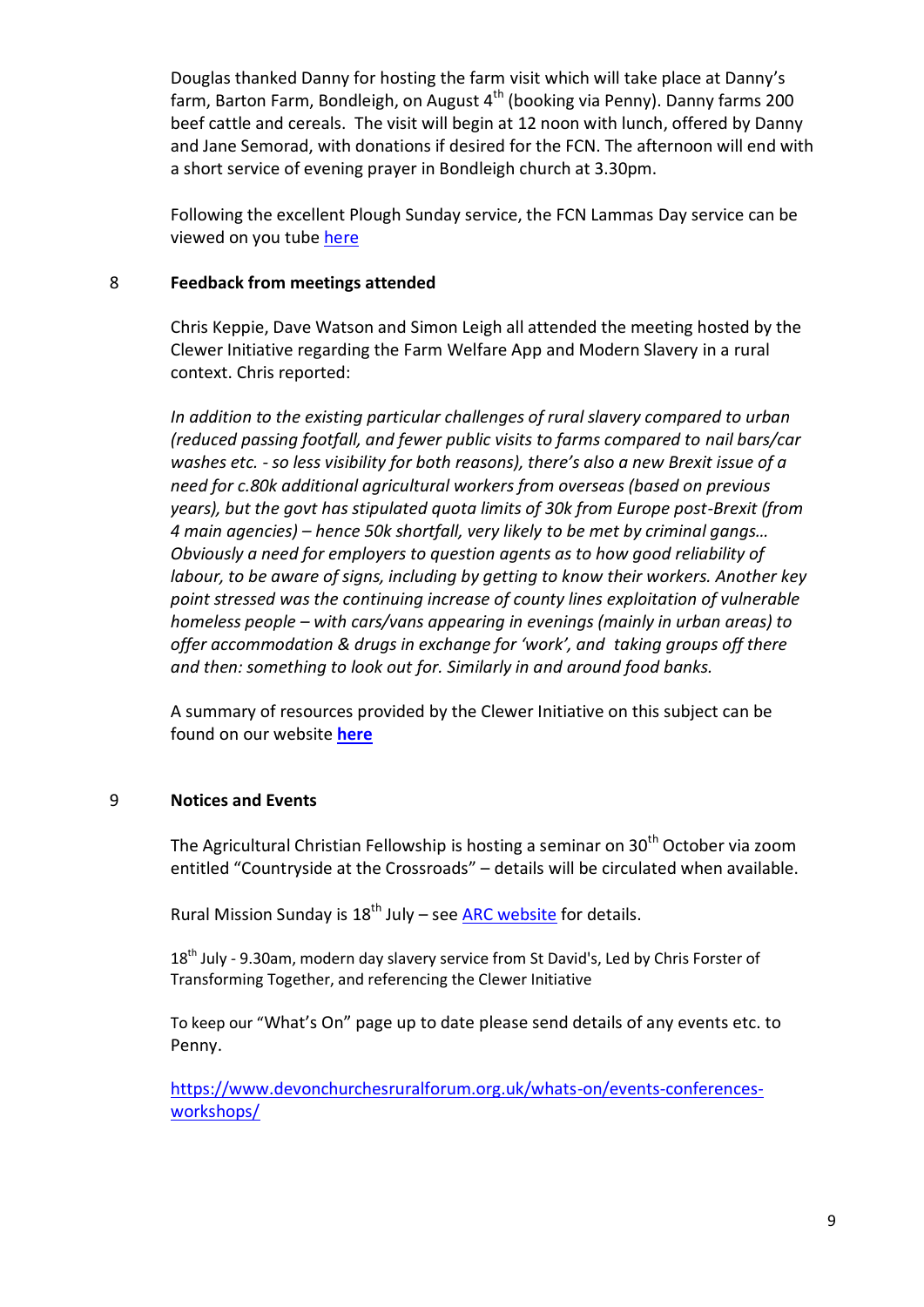Douglas thanked Danny for hosting the farm visit which will take place at Danny's farm, Barton Farm, Bondleigh, on August 4th (booking via Penny). Danny farms 200 beef cattle and cereals. The visit will begin at 12 noon with lunch, offered by Danny and Jane Semorad, with donations if desired for the FCN. The afternoon will end with a short service of evening prayer in Bondleigh church at 3.30pm.

Following the excellent Plough Sunday service, the FCN Lammas Day service can be viewed on you tube [here]

## 8 Feedback from meetings attended

Chris Keppie, Dave Watson and Simon Leigh all attended the meeting hosted by the Clewer Initiative regarding the Farm Welfare App and Modern Slavery in a rural context. Chris reported:

*In addition to the existing particular challenges of rural slavery compared to urban (reduced passing footfall, and fewer public visits to farms compared to nail bars/car washes etc. - so less visibility for both reasons), there's also a new Brexit issue of a need for c.80k additional agricultural workers from overseas (based on previous years), but the govt has stipulated quota limits of 30k from Europe post-Brexit (from 4 main agencies) – hence 50k shortfall, very likely to be met by criminal gangs… Obviously a need for employers to question agents as to how good reliability of labour, to be aware of signs, including by getting to know their workers. Another key point stressed was the continuing increase of county lines exploitation of vulnerable homeless people – with cars/vans appearing in evenings (mainly in urban areas) to offer accommodation & drugs in exchange for 'work', and taking groups off there and then: something to look out for. Similarly in and around food banks.*

A summary of resources provided by the Clewer Initiative on this subject can be found on our website **[here]**

## 9 Notices and Events

The Agricultural Christian Fellowship is hosting a seminar on 30th October via zoom entitled "Countryside at the Crossroads" – details will be circulated when available.

Rural Mission Sunday is 18th July – see [ARC website] for details.

18th July - 9.30am, modern day slavery service from St David's, Led by Chris Forster of Transforming Together, and referencing the Clewer Initiative

To keep our "What's On" page up to date please send details of any events etc. to Penny.

https://www.devonchurchesruralforum.org.uk/whats-on/events-conferences-workshops/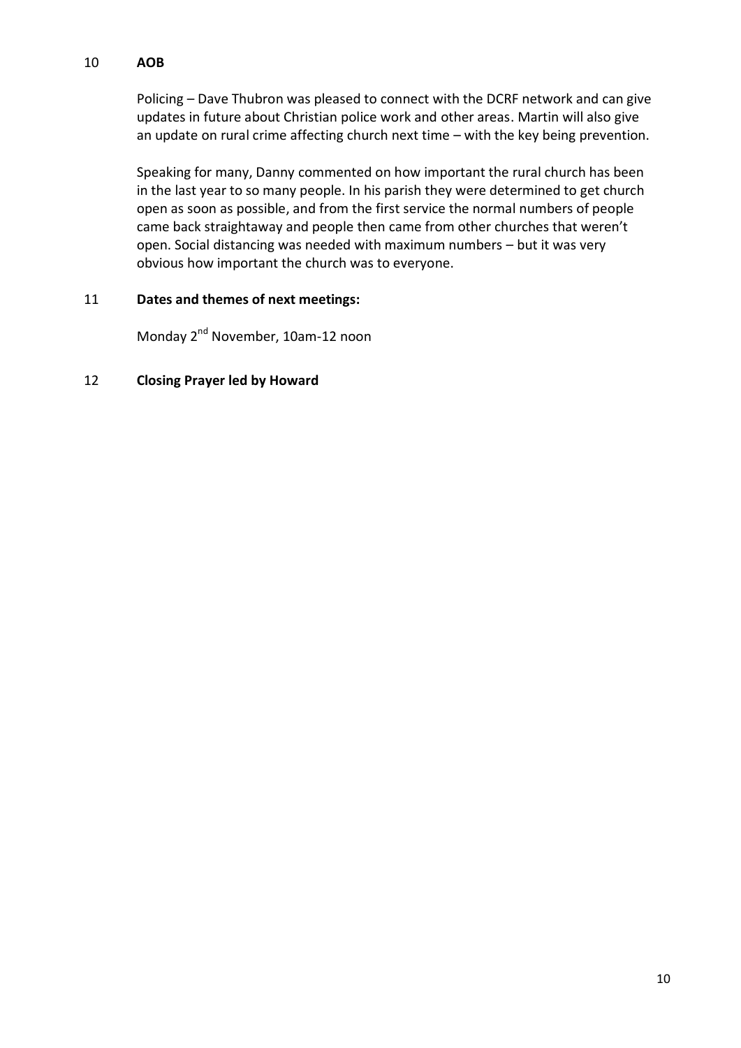10 **AOB**

Policing – Dave Thubron was pleased to connect with the DCRF network and can give updates in future about Christian police work and other areas. Martin will also give an update on rural crime affecting church next time – with the key being prevention.

Speaking for many, Danny commented on how important the rural church has been in the last year to so many people. In his parish they were determined to get church open as soon as possible, and from the first service the normal numbers of people came back straightaway and people then came from other churches that weren't open. Social distancing was needed with maximum numbers – but it was very obvious how important the church was to everyone.

11 **Dates and themes of next meetings:**

Monday 2nd November, 10am-12 noon

12 **Closing Prayer led by Howard**